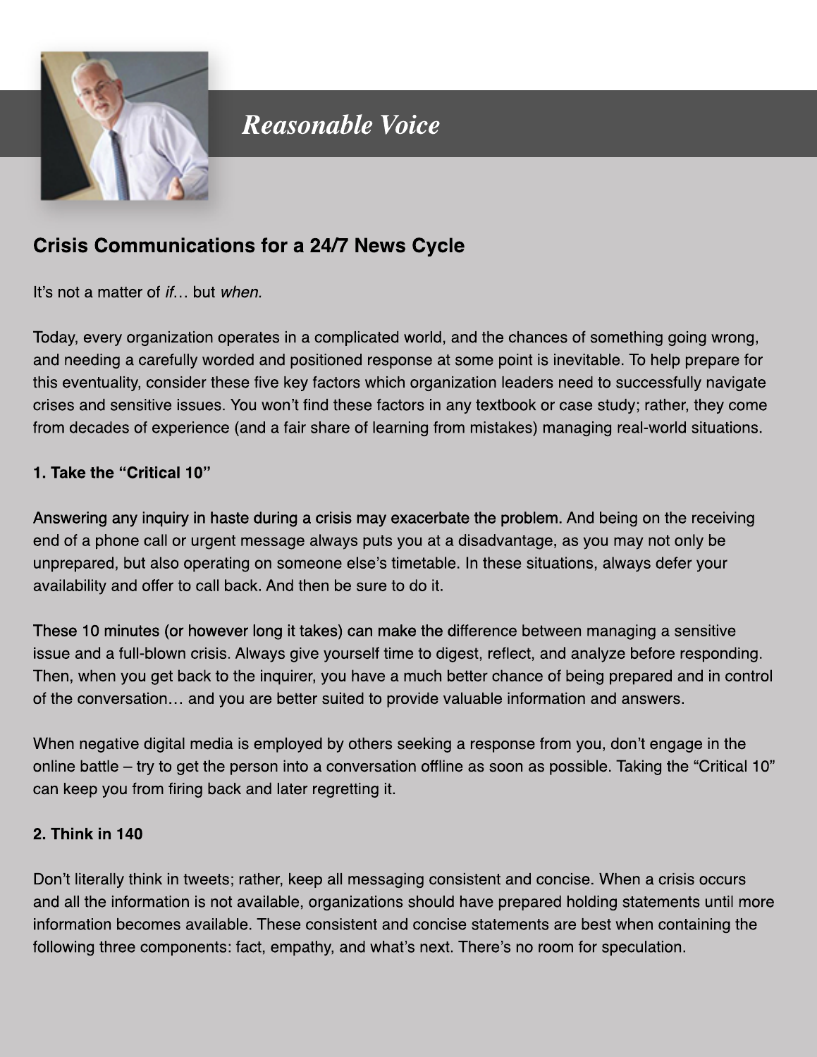*Reasonable Voice*

## Crisis Communications for a 24/7 News Cycle

It's not a matter of *if…* but *when.*

Today, every organization operates in a complicated world, and the chances of something going wrong, and needing a carefully worded and positioned response at some point is inevitable. To help prepare for this eventuality, consider these five key factors which organization leaders need to successfully navigate crises and sensitive issues. You won't find these factors in any textbook or case study; rather, they come from decades of experience (and a fair share of learning from mistakes) managing real-world situations.

**1. Take the "Critical 10"**

Answering any inquiry in haste during a crisis may exacerbate the problem. And being on the receiving end of a phone call or urgent message always puts you at a disadvantage, as you may not only be unprepared, but also operating on someone else's timetable. In these situations, always defer your availability and offer to call back. And then be sure to do it.

These 10 minutes (or however long it takes) can make the difference between managing a sensitive issue and a full-blown crisis. Always give yourself time to digest, reflect, and analyze before responding. Then, when you get back to the inquirer, you have a much better chance of being prepared and in control of the conversation… and you are better suited to provide valuable information and answers.

When negative digital media is employed by others seeking a response from you, don't engage in the online battle – try to get the person into a conversation offline as soon as possible. Taking the "Critical 10" can keep you from firing back and later regretting it.

**2. Think in 140**

Don't literally think in tweets; rather, keep all messaging consistent and concise. When a crisis occurs and all the information is not available, organizations should have prepared holding statements until more information becomes available. These consistent and concise statements are best when containing the following three components: fact, empathy, and what's next. There's no room for speculation.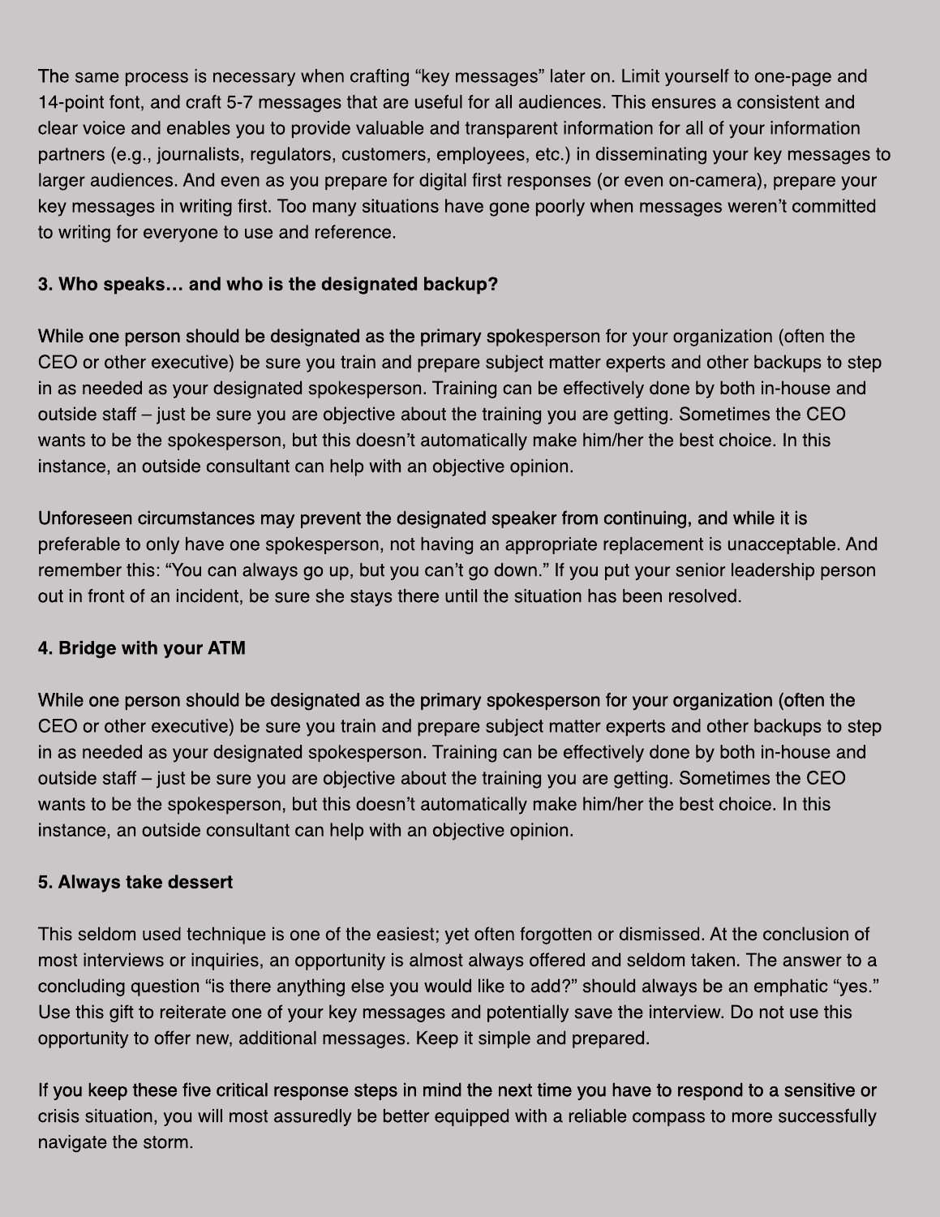The same process is necessary when crafting "key messages" later on. Limit yourself to one-page and 14-point font, and craft 5-7 messages that are useful for all audiences. This ensures a consistent and clear voice and enables you to provide valuable and transparent information for all of your information partners (e.g., journalists, regulators, customers, employees, etc.) in disseminating your key messages to larger audiences. And even as you prepare for digital first responses (or even on-camera), prepare your key messages in writing first. Too many situations have gone poorly when messages weren't committed to writing for everyone to use and reference.

**3. Who speaks… and who is the designated backup?**

While one person should be designated as the primary spokesperson for your organization (often the CEO or other executive) be sure you train and prepare subject matter experts and other backups to step in as needed as your designated spokesperson. Training can be effectively done by both in-house and outside staff – just be sure you are objective about the training you are getting. Sometimes the CEO wants to be the spokesperson, but this doesn't automatically make him/her the best choice. In this instance, an outside consultant can help with an objective opinion.

Unforeseen circumstances may prevent the designated speaker from continuing, and while it is preferable to only have one spokesperson, not having an appropriate replacement is unacceptable. And remember this: "You can always go up, but you can't go down." If you put your senior leadership person out in front of an incident, be sure she stays there until the situation has been resolved.

**4. Bridge with your ATM**

While one person should be designated as the primary spokesperson for your organization (often the CEO or other executive) be sure you train and prepare subject matter experts and other backups to step in as needed as your designated spokesperson. Training can be effectively done by both in-house and outside staff – just be sure you are objective about the training you are getting. Sometimes the CEO wants to be the spokesperson, but this doesn't automatically make him/her the best choice. In this instance, an outside consultant can help with an objective opinion.

**5. Always take dessert**

This seldom used technique is one of the easiest; yet often forgotten or dismissed. At the conclusion of most interviews or inquiries, an opportunity is almost always offered and seldom taken. The answer to a concluding question "is there anything else you would like to add?" should always be an emphatic "yes." Use this gift to reiterate one of your key messages and potentially save the interview. Do not use this opportunity to offer new, additional messages. Keep it simple and prepared.

If you keep these five critical response steps in mind the next time you have to respond to a sensitive or crisis situation, you will most assuredly be better equipped with a reliable compass to more successfully navigate the storm.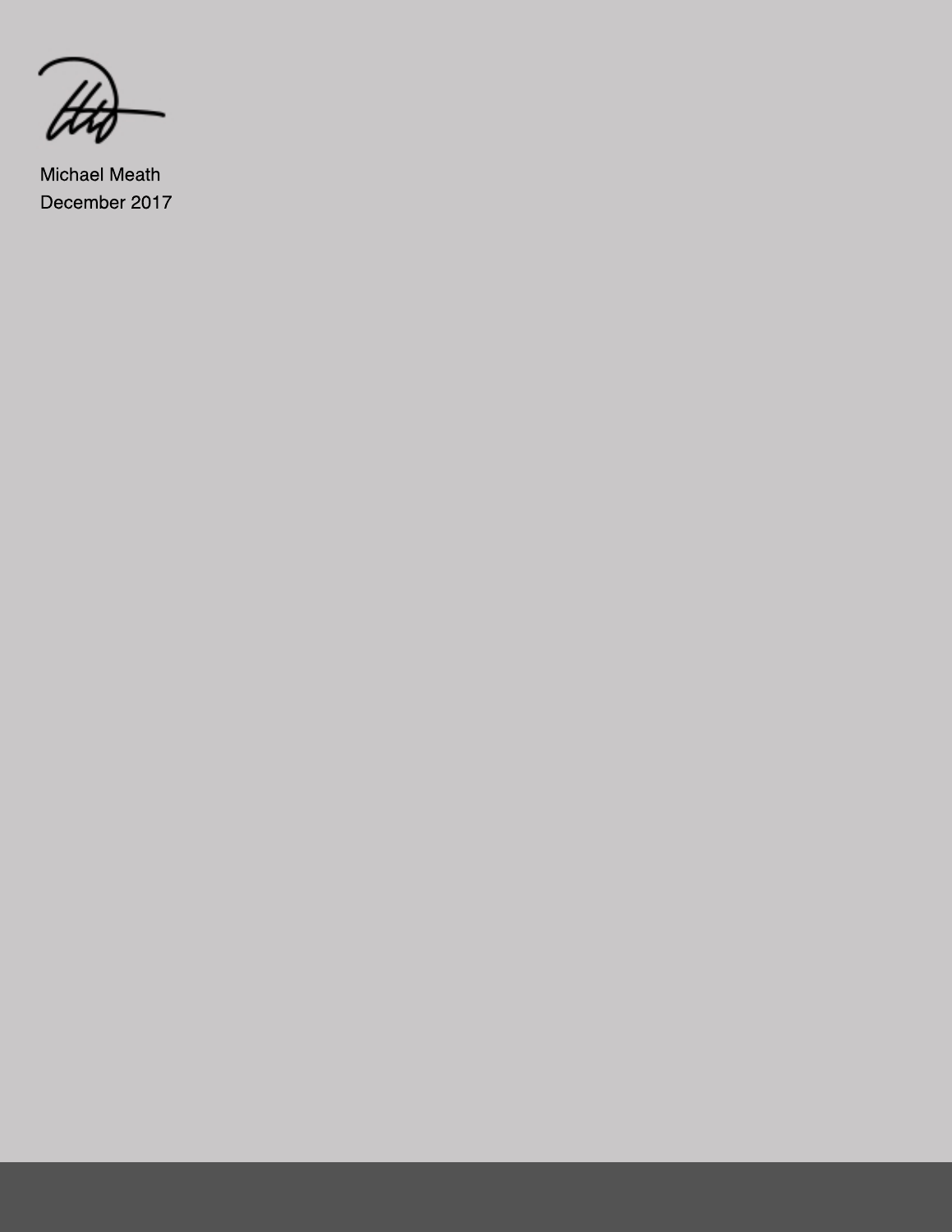Michael Meath
December 2017